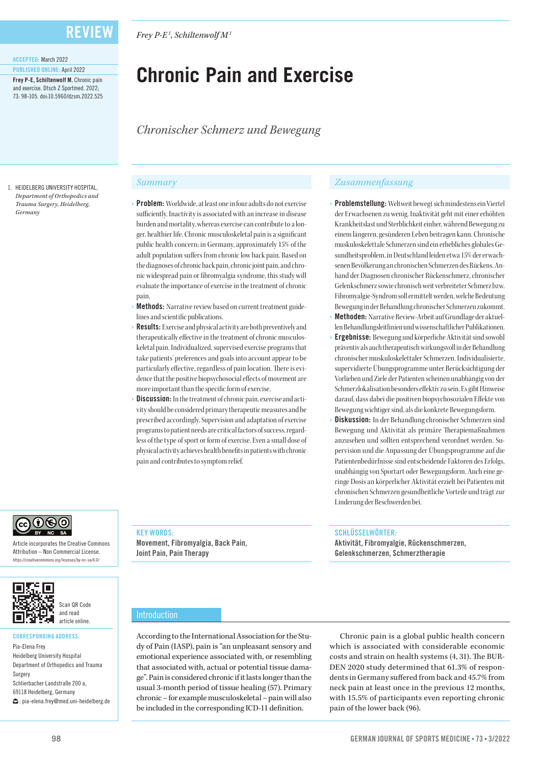REVIEW

ACCEPTED: March 2022

PUBLISHED ONLINE: April 2022

**Frey P-E, Schiltenwolf M.** Chronic pain and exercise. Dtsch Z Sportmed. 2022; 73: 98-105. doi:10.5960/dzsm.2022.525

*Frey P-E[1], Schiltenwolf M[1]*

# Chronic Pain and Exercise

## *Chronischer Schmerz und Bewegung*

1. HEIDELBERG UNIVERSITY HOSPITAL, *Department of Orthopedics and Trauma Surgery, Heidelberg, Germany*

### *Summary*

- **Problem:** Worldwide, at least one in four adults do not exercise sufficiently. Inactivity is associated with an increase in disease burden and mortality, whereas exercise can contribute to a longer, healthier life. Chronic musculoskeletal pain is a significant public health concern; in Germany, approximately 15% of the adult population suffers from chronic low back pain. Based on the diagnoses of chronic back pain, chronic joint pain, and chronic widespread pain or fibromyalgia syndrome, this study will evaluate the importance of exercise in the treatment of chronic pain.
- **Methods:** Narrative review based on current treatment guidelines and scientific publications.
- **Results:** Exercise and physical activity are both preventively and therapeutically effective in the treatment of chronic musculoskeletal pain. Individualized, supervised exercise programs that take patients' preferences and goals into account appear to be particularly effective, regardless of pain location. There is evidence that the positive biopsychosocial effects of movement are more important than the specific form of exercise.
- **Discussion:** In the treatment of chronic pain, exercise and activity should be considered primary therapeutic measures and be prescribed accordingly. Supervision and adaptation of exercise programs to patient needs are critical factors of success, regardless of the type of sport or form of exercise. Even a small dose of physical activity achieves health benefits in patients with chronic pain and contributes to symptom relief.

### *Zusammenfassung*

- **Problemstellung:** Weltweit bewegt sich mindestens ein Viertel der Erwachsenen zu wenig. Inaktivität geht mit einer erhöhten Krankheitslast und Sterblichkeit einher, während Bewegung zu einem längeren, gesünderen Leben beitragen kann. Chronische muskuloskelettale Schmerzen sind ein erhebliches globales Gesundheitsproblem, in Deutschland leiden etwa 15% der erwachsenen Bevölkerung an chronischen Schmerzen des Rückens. Anhand der Diagnosen chronischer Rückenschmerz, chronischer Gelenkschmerz sowie chronisch weit verbreiteter Schmerz bzw. Fibromyalgie-Syndrom soll ermittelt werden, welche Bedeutung Bewegung in der Behandlung chronischer Schmerzen zukommt.
- **Methoden:** Narrative Review-Arbeit auf Grundlage der aktuellen Behandlungsleitlinien und wissenschaftlicher Publikationen.
- **Ergebnisse:** Bewegung und körperliche Aktivität sind sowohl präventiv als auch therapeutisch wirkungsvoll in der Behandlung chronischer muskuloskelettaler Schmerzen. Individualisierte, supervidierte Übungsprogramme unter Berücksichtigung der Vorlieben und Ziele der Patienten scheinen unabhängig von der Schmerzlokalisation besonders effektiv zu sein. Es gibt Hinweise darauf, dass dabei die positiven biopsychosozialen Effekte von Bewegung wichtiger sind, als die konkrete Bewegungsform.
- **Diskussion:** In der Behandlung chronischer Schmerzen sind Bewegung und Aktivität als primäre Therapiemaßnahmen anzusehen und sollten entsprechend verordnet werden. Supervision und die Anpassung der Übungsprogramme auf die Patientenbedürfnisse sind entscheidende Faktoren des Erfolgs, unabhängig von Sportart oder Bewegungsform. Auch eine geringe Dosis an körperlicher Aktivität erzielt bei Patienten mit chronischen Schmerzen gesundheitliche Vorteile und trägt zur Linderung der Beschwerden bei.

**KEY WORDS:**
Movement, Fibromyalgia, Back Pain, Joint Pain, Pain Therapy

**SCHLÜSSELWÖRTER:**
Aktivität, Fibromyalgie, Rückenschmerzen, Gelenkschmerzen, Schmerztherapie

Article incorporates the Creative Commons Attribution – Non Commercial License. https://creativecommons.org/licenses/by-nc-sa/4.0/

Scan QR Code and read article online.

**CORRESPONDING ADDRESS:**
Pia-Elena Frey
Heidelberg University Hospital
Department of Orthopedics and Trauma Surgery
Schlierbacher Landstraße 200 a,
69118 Heidelberg, Germany
: pia-elena.frey@med.uni-heidelberg.de

## Introduction

According to the International Association for the Study of Pain (IASP), pain is "an unpleasant sensory and emotional experience associated with, or resembling that associated with, actual or potential tissue damage". Pain is considered chronic if it lasts longer than the usual 3-month period of tissue healing (57). Primary chronic – for example musculoskeletal – pain will also be included in the corresponding ICD-11 definition.

Chronic pain is a global public health concern which is associated with considerable economic costs and strain on health systems (4, 31). The BURDEN 2020 study determined that 61.3% of respondents in Germany suffered from back and 45.7% from neck pain at least once in the previous 12 months, with 15.5% of participants even reporting chronic pain of the lower back (96).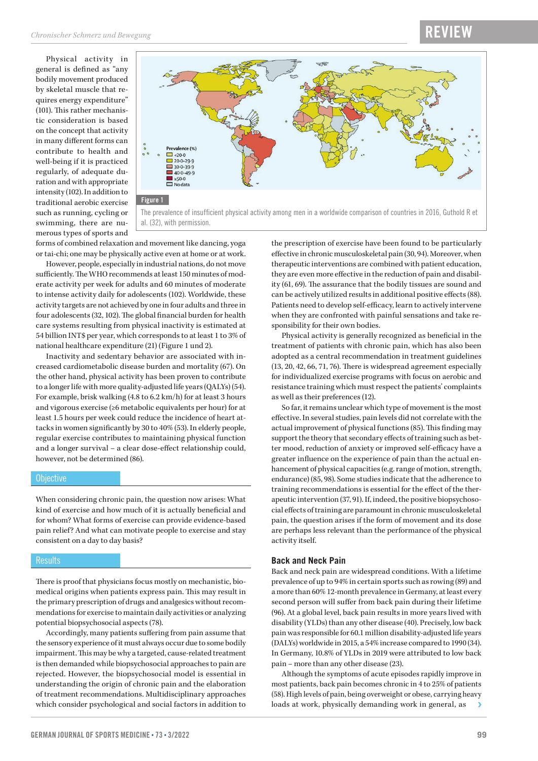Physical activity in general is defined as “any bodily movement produced by skeletal muscle that requires energy expenditure” (101). This rather mechanistic consideration is based on the concept that activity in many different forms can contribute to health and well-being if it is practiced regularly, of adequate duration and with appropriate intensity (102). In addition to traditional aerobic exercise such as running, cycling or swimming, there are numerous types of sports and forms of combined relaxation and movement like dancing, yoga or tai-chi; one may be physically active even at home or at work.

Prevalence (%)
<20.0
20.0–29.9
30.0–39.9
40.0–49.9
≥50.0
No data

Figure 1

The prevalence of insufficient physical activity among men in a worldwide comparison of countries in 2016, Guthold R et al. (32), with permission.

However, people, especially in industrial nations, do not move sufficiently. The WHO recommends at least 150 minutes of moderate activity per week for adults and 60 minutes of moderate to intense activity daily for adolescents (102). Worldwide, these activity targets are not achieved by one in four adults and three in four adolescents (32, 102). The global financial burden for health care systems resulting from physical inactivity is estimated at 54 billion INT$ per year, which corresponds to at least 1 to 3% of national healthcare expenditure (21) (Figure 1 und 2).

Inactivity and sedentary behavior are associated with increased cardiometabolic disease burden and mortality (67). On the other hand, physical activity has been proven to contribute to a longer life with more quality-adjusted life years (QALYs) (54). For example, brisk walking (4.8 to 6.2 km/h) for at least 3 hours and vigorous exercise (≥6 metabolic equivalents per hour) for at least 1.5 hours per week could reduce the incidence of heart attacks in women significantly by 30 to 40% (53). In elderly people, regular exercise contributes to maintaining physical function and a longer survival – a clear dose-effect relationship could, however, not be determined (86).

## Objective

When considering chronic pain, the question now arises: What kind of exercise and how much of it is actually beneficial and for whom? What forms of exercise can provide evidence-based pain relief? And what can motivate people to exercise and stay consistent on a day to day basis?

## Results

There is proof that physicians focus mostly on mechanistic, biomedical origins when patients express pain. This may result in the primary prescription of drugs and analgesics without recommendations for exercise to maintain daily activities or analyzing potential biopsychosocial aspects (78).

Accordingly, many patients suffering from pain assume that the sensory experience of it must always occur due to some bodily impairment. This may be why a targeted, cause-related treatment is then demanded while biopsychosocial approaches to pain are rejected. However, the biopsychosocial model is essential in understanding the origin of chronic pain and the elaboration of treatment recommendations. Multidisciplinary approaches which consider psychological and social factors in addition to the prescription of exercise have been found to be particularly effective in chronic musculoskeletal pain (30, 94). Moreover, when therapeutic interventions are combined with patient education, they are even more effective in the reduction of pain and disability (61, 69). The assurance that the bodily tissues are sound and can be actively utilized results in additional positive effects (88). Patients need to develop self-efficacy, learn to actively intervene when they are confronted with painful sensations and take responsibility for their own bodies.

Physical activity is generally recognized as beneficial in the treatment of patients with chronic pain, which has also been adopted as a central recommendation in treatment guidelines (13, 20, 42, 66, 71, 76). There is widespread agreement especially for individualized exercise programs with focus on aerobic and resistance training which must respect the patients’ complaints as well as their preferences (12).

So far, it remains unclear which type of movement is the most effective. In several studies, pain levels did not correlate with the actual improvement of physical functions (85). This finding may support the theory that secondary effects of training such as better mood, reduction of anxiety or improved self-efficacy have a greater influence on the experience of pain than the actual enhancement of physical capacities (e.g. range of motion, strength, endurance) (85, 98). Some studies indicate that the adherence to training recommendations is essential for the effect of the therapeutic intervention (37, 91). If, indeed, the positive biopsychosocial effects of training are paramount in chronic musculoskeletal pain, the question arises if the form of movement and its dose are perhaps less relevant than the performance of the physical activity itself.

### Back and Neck Pain

Back and neck pain are widespread conditions. With a lifetime prevalence of up to 94% in certain sports such as rowing (89) and a more than 60% 12-month prevalence in Germany, at least every second person will suffer from back pain during their lifetime (96). At a global level, back pain results in more years lived with disability (YLDs) than any other disease (40). Precisely, low back pain was responsible for 60.1 million disability-adjusted life years (DALYs) worldwide in 2015, a 54% increase compared to 1990 (34). In Germany, 10.8% of YLDs in 2019 were attributed to low back pain – more than any other disease (23).

Although the symptoms of acute episodes rapidly improve in most patients, back pain becomes chronic in 4 to 25% of patients (58). High levels of pain, being overweight or obese, carrying heavy loads at work, physically demanding work in general, as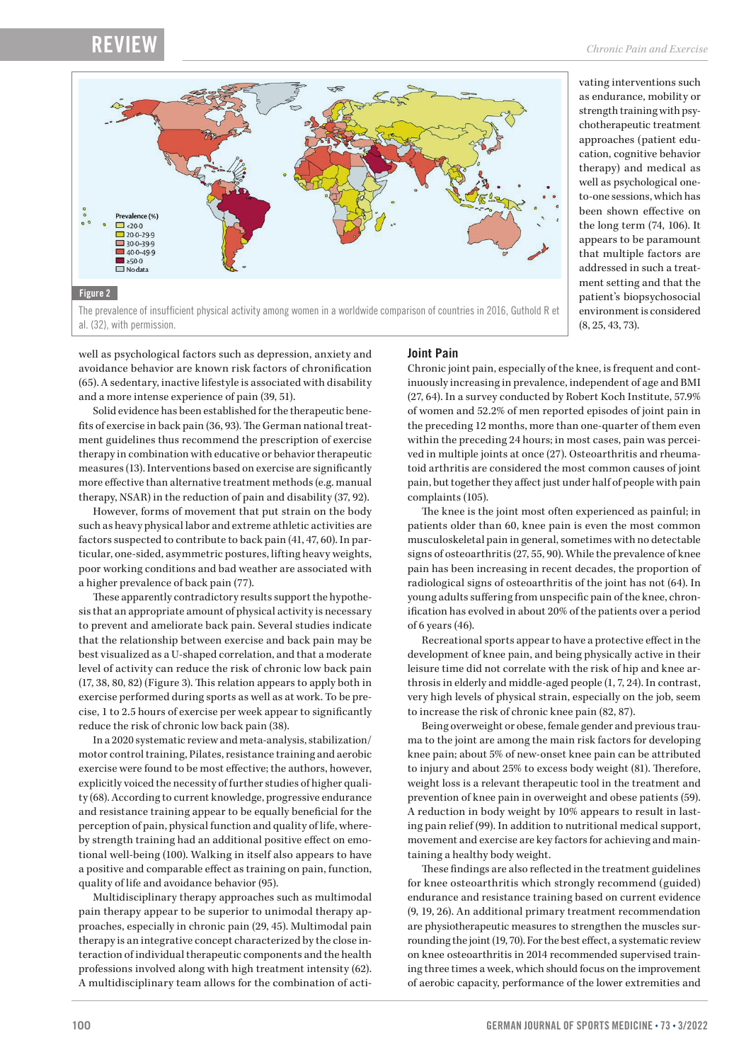vating interventions such as endurance, mobility or strength training with psychotherapeutic treatment approaches (patient education, cognitive behavior therapy) and medical as well as psychological one-to-one sessions, which has been shown effective on the long term (74, 106). It appears to be paramount that multiple factors are addressed in such a treatment setting and that the patient's biopsychosocial environment is considered (8, 25, 43, 73).

**Figure 2**

The prevalence of insufficient physical activity among women in a worldwide comparison of countries in 2016, Guthold R et al. (32), with permission.

well as psychological factors such as depression, anxiety and avoidance behavior are known risk factors of chronification (65). A sedentary, inactive lifestyle is associated with disability and a more intense experience of pain (39, 51).

Solid evidence has been established for the therapeutic benefits of exercise in back pain (36, 93). The German national treatment guidelines thus recommend the prescription of exercise therapy in combination with educative or behavior therapeutic measures (13). Interventions based on exercise are significantly more effective than alternative treatment methods (e.g. manual therapy, NSAR) in the reduction of pain and disability (37, 92).

However, forms of movement that put strain on the body such as heavy physical labor and extreme athletic activities are factors suspected to contribute to back pain (41, 47, 60). In particular, one-sided, asymmetric postures, lifting heavy weights, poor working conditions and bad weather are associated with a higher prevalence of back pain (77).

These apparently contradictory results support the hypothesis that an appropriate amount of physical activity is necessary to prevent and ameliorate back pain. Several studies indicate that the relationship between exercise and back pain may be best visualized as a U-shaped correlation, and that a moderate level of activity can reduce the risk of chronic low back pain (17, 38, 80, 82) (Figure 3). This relation appears to apply both in exercise performed during sports as well as at work. To be precise, 1 to 2.5 hours of exercise per week appear to significantly reduce the risk of chronic low back pain (38).

In a 2020 systematic review and meta-analysis, stabilization/motor control training, Pilates, resistance training and aerobic exercise were found to be most effective; the authors, however, explicitly voiced the necessity of further studies of higher quality (68). According to current knowledge, progressive endurance and resistance training appear to be equally beneficial for the perception of pain, physical function and quality of life, whereby strength training had an additional positive effect on emotional well-being (100). Walking in itself also appears to have a positive and comparable effect as training on pain, function, quality of life and avoidance behavior (95).

Multidisciplinary therapy approaches such as multimodal pain therapy appear to be superior to unimodal therapy approaches, especially in chronic pain (29, 45). Multimodal pain therapy is an integrative concept characterized by the close interaction of individual therapeutic components and the health professions involved along with high treatment intensity (62). A multidisciplinary team allows for the combination of acti-

## Joint Pain

Chronic joint pain, especially of the knee, is frequent and continuously increasing in prevalence, independent of age and BMI (27, 64). In a survey conducted by Robert Koch Institute, 57.9% of women and 52.2% of men reported episodes of joint pain in the preceding 12 months, more than one-quarter of them even within the preceding 24 hours; in most cases, pain was perceived in multiple joints at once (27). Osteoarthritis and rheumatoid arthritis are considered the most common causes of joint pain, but together they affect just under half of people with pain complaints (105).

The knee is the joint most often experienced as painful; in patients older than 60, knee pain is even the most common musculoskeletal pain in general, sometimes with no detectable signs of osteoarthritis (27, 55, 90). While the prevalence of knee pain has been increasing in recent decades, the proportion of radiological signs of osteoarthritis of the joint has not (64). In young adults suffering from unspecific pain of the knee, chronification has evolved in about 20% of the patients over a period of 6 years (46).

Recreational sports appear to have a protective effect in the development of knee pain, and being physically active in their leisure time did not correlate with the risk of hip and knee arthrosis in elderly and middle-aged people (1, 7, 24). In contrast, very high levels of physical strain, especially on the job, seem to increase the risk of chronic knee pain (82, 87).

Being overweight or obese, female gender and previous trauma to the joint are among the main risk factors for developing knee pain; about 5% of new-onset knee pain can be attributed to injury and about 25% to excess body weight (81). Therefore, weight loss is a relevant therapeutic tool in the treatment and prevention of knee pain in overweight and obese patients (59). A reduction in body weight by 10% appears to result in lasting pain relief (99). In addition to nutritional medical support, movement and exercise are key factors for achieving and maintaining a healthy body weight.

These findings are also reflected in the treatment guidelines for knee osteoarthritis which strongly recommend (guided) endurance and resistance training based on current evidence (9, 19, 26). An additional primary treatment recommendation are physiotherapeutic measures to strengthen the muscles surrounding the joint (19, 70). For the best effect, a systematic review on knee osteoarthritis in 2014 recommended supervised training three times a week, which should focus on the improvement of aerobic capacity, performance of the lower extremities and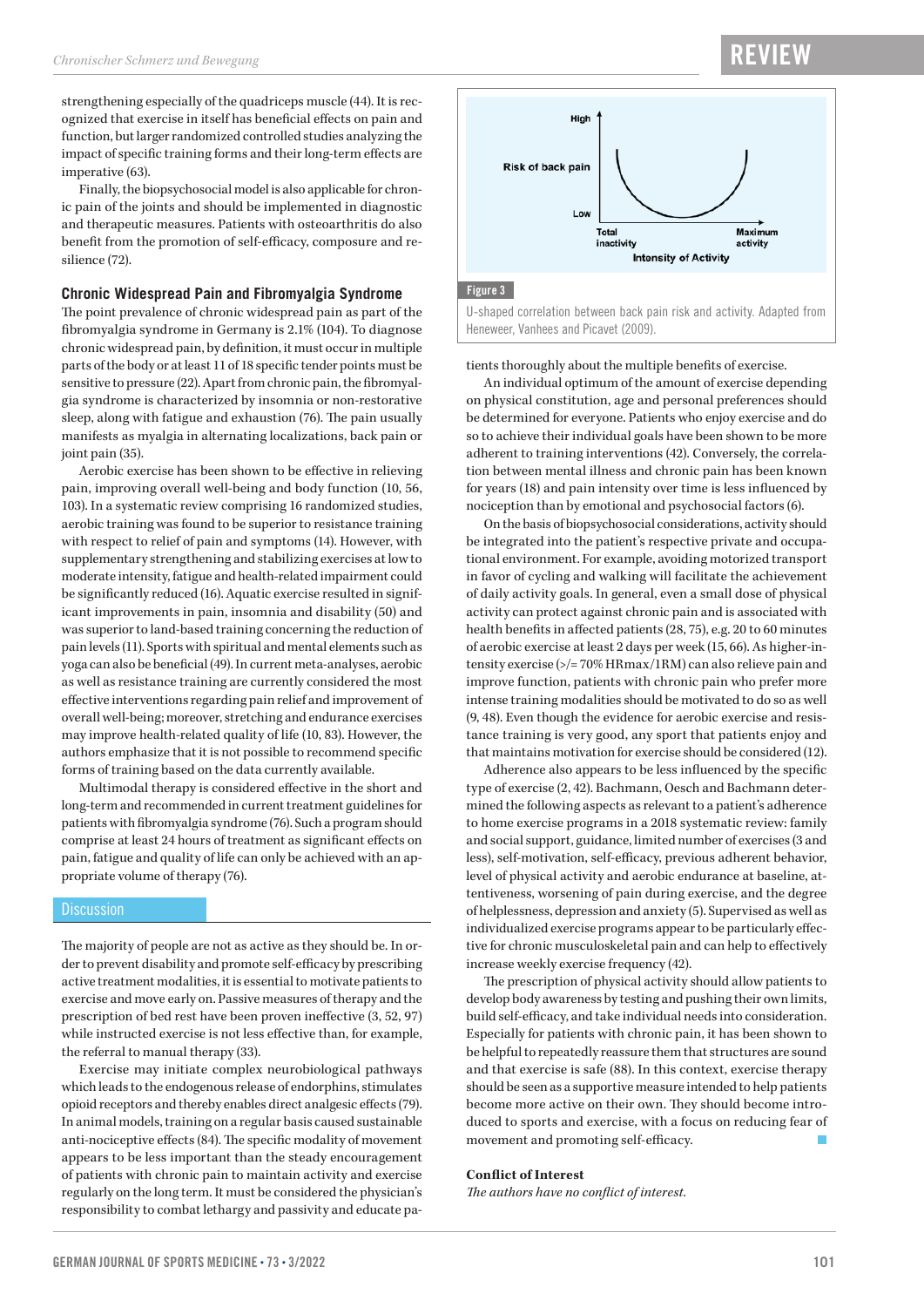strengthening especially of the quadriceps muscle (44). It is recognized that exercise in itself has beneficial effects on pain and function, but larger randomized controlled studies analyzing the impact of specific training forms and their long-term effects are imperative (63).

Finally, the biopsychosocial model is also applicable for chronic pain of the joints and should be implemented in diagnostic and therapeutic measures. Patients with osteoarthritis do also benefit from the promotion of self-efficacy, composure and resilience (72).

### Chronic Widespread Pain and Fibromyalgia Syndrome

The point prevalence of chronic widespread pain as part of the fibromyalgia syndrome in Germany is 2.1% (104). To diagnose chronic widespread pain, by definition, it must occur in multiple parts of the body or at least 11 of 18 specific tender points must be sensitive to pressure (22). Apart from chronic pain, the fibromyalgia syndrome is characterized by insomnia or non-restorative sleep, along with fatigue and exhaustion (76). The pain usually manifests as myalgia in alternating localizations, back pain or joint pain (35).

Aerobic exercise has been shown to be effective in relieving pain, improving overall well-being and body function (10, 56, 103). In a systematic review comprising 16 randomized studies, aerobic training was found to be superior to resistance training with respect to relief of pain and symptoms (14). However, with supplementary strengthening and stabilizing exercises at low to moderate intensity, fatigue and health-related impairment could be significantly reduced (16). Aquatic exercise resulted in significant improvements in pain, insomnia and disability (50) and was superior to land-based training concerning the reduction of pain levels (11). Sports with spiritual and mental elements such as yoga can also be beneficial (49). In current meta-analyses, aerobic as well as resistance training are currently considered the most effective interventions regarding pain relief and improvement of overall well-being; moreover, stretching and endurance exercises may improve health-related quality of life (10, 83). However, the authors emphasize that it is not possible to recommend specific forms of training based on the data currently available.

Multimodal therapy is considered effective in the short and long-term and recommended in current treatment guidelines for patients with fibromyalgia syndrome (76). Such a program should comprise at least 24 hours of treatment as significant effects on pain, fatigue and quality of life can only be achieved with an appropriate volume of therapy (76).

## Discussion

The majority of people are not as active as they should be. In order to prevent disability and promote self-efficacy by prescribing active treatment modalities, it is essential to motivate patients to exercise and move early on. Passive measures of therapy and the prescription of bed rest have been proven ineffective (3, 52, 97) while instructed exercise is not less effective than, for example, the referral to manual therapy (33).

Exercise may initiate complex neurobiological pathways which leads to the endogenous release of endorphins, stimulates opioid receptors and thereby enables direct analgesic effects (79). In animal models, training on a regular basis caused sustainable anti-nociceptive effects (84). The specific modality of movement appears to be less important than the steady encouragement of patients with chronic pain to maintain activity and exercise regularly on the long term. It must be considered the physician's responsibility to combat lethargy and passivity and educate patients thoroughly about the multiple benefits of exercise.

**Figure 3**

U-shaped correlation between back pain risk and activity. Adapted from Heneweer, Vanhees and Picavet (2009).

An individual optimum of the amount of exercise depending on physical constitution, age and personal preferences should be determined for everyone. Patients who enjoy exercise and do so to achieve their individual goals have been shown to be more adherent to training interventions (42). Conversely, the correlation between mental illness and chronic pain has been known for years (18) and pain intensity over time is less influenced by nociception than by emotional and psychosocial factors (6).

On the basis of biopsychosocial considerations, activity should be integrated into the patient's respective private and occupational environment. For example, avoiding motorized transport in favor of cycling and walking will facilitate the achievement of daily activity goals. In general, even a small dose of physical activity can protect against chronic pain and is associated with health benefits in affected patients (28, 75), e.g. 20 to 60 minutes of aerobic exercise at least 2 days per week (15, 66). As higher-intensity exercise (>/= 70% HRmax/1RM) can also relieve pain and improve function, patients with chronic pain who prefer more intense training modalities should be motivated to do so as well (9, 48). Even though the evidence for aerobic exercise and resistance training is very good, any sport that patients enjoy and that maintains motivation for exercise should be considered (12).

Adherence also appears to be less influenced by the specific type of exercise (2, 42). Bachmann, Oesch and Bachmann determined the following aspects as relevant to a patient's adherence to home exercise programs in a 2018 systematic review: family and social support, guidance, limited number of exercises (3 and less), self-motivation, self-efficacy, previous adherent behavior, level of physical activity and aerobic endurance at baseline, attentiveness, worsening of pain during exercise, and the degree of helplessness, depression and anxiety (5). Supervised as well as individualized exercise programs appear to be particularly effective for chronic musculoskeletal pain and can help to effectively increase weekly exercise frequency (42).

The prescription of physical activity should allow patients to develop body awareness by testing and pushing their own limits, build self-efficacy, and take individual needs into consideration. Especially for patients with chronic pain, it has been shown to be helpful to repeatedly reassure them that structures are sound and that exercise is safe (88). In this context, exercise therapy should be seen as a supportive measure intended to help patients become more active on their own. They should become introduced to sports and exercise, with a focus on reducing fear of movement and promoting self-efficacy.

**Conflict of Interest**

*The authors have no conflict of interest.*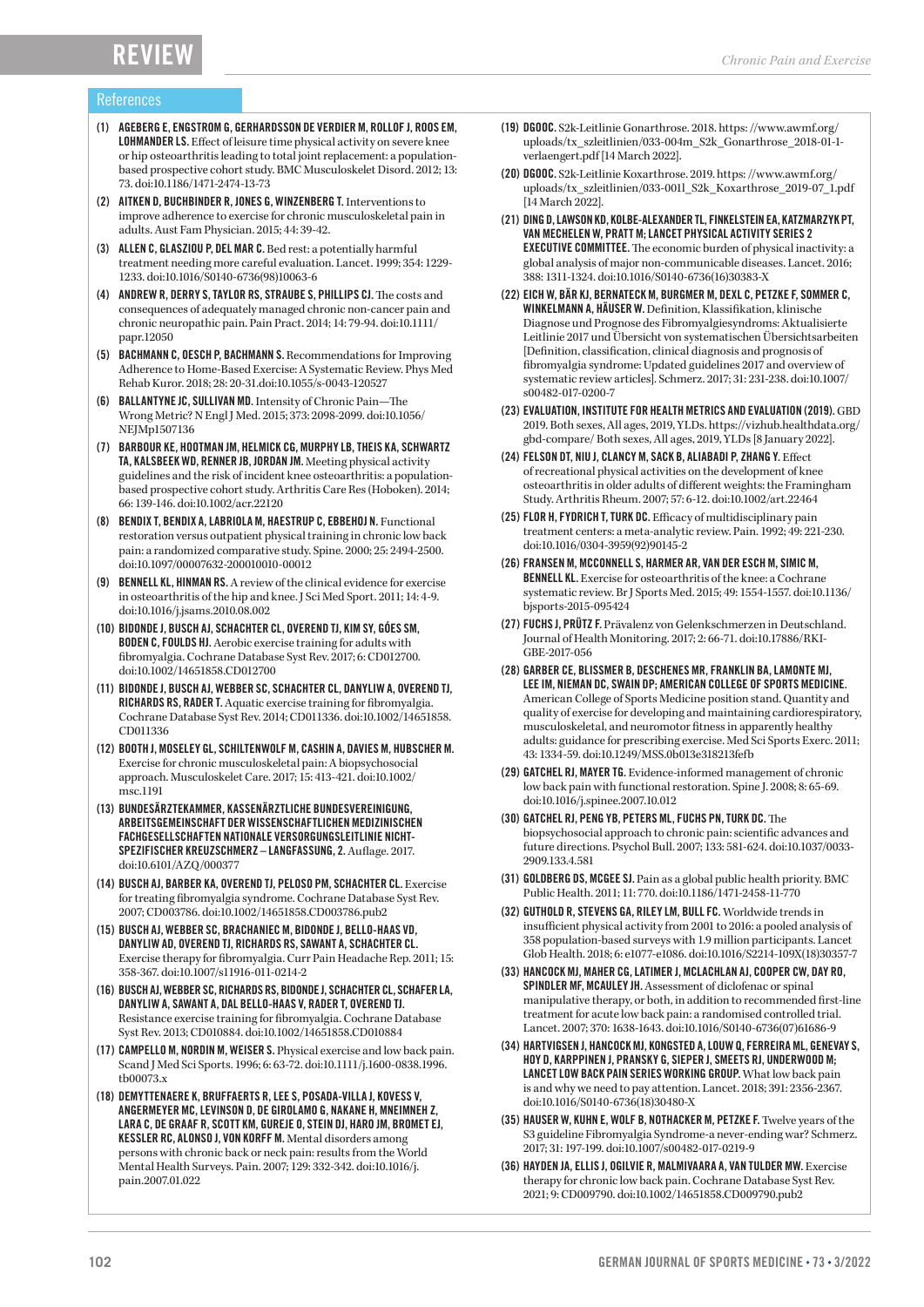## References

(1) **AGEBERG E, ENGSTROM G, GERHARDSSON DE VERDIER M, ROLLOF J, ROOS EM, LOHMANDER LS.** Effect of leisure time physical activity on severe knee or hip osteoarthritis leading to total joint replacement: a population-based prospective cohort study. BMC Musculoskelet Disord. 2012; 13: 73. doi:10.1186/1471-2474-13-73

(2) **AITKEN D, BUCHBINDER R, JONES G, WINZENBERG T.** Interventions to improve adherence to exercise for chronic musculoskeletal pain in adults. Aust Fam Physician. 2015; 44: 39-42.

(3) **ALLEN C, GLASZIOU P, DEL MAR C.** Bed rest: a potentially harmful treatment needing more careful evaluation. Lancet. 1999; 354: 1229-1233. doi:10.1016/S0140-6736(98)10063-6

(4) **ANDREW R, DERRY S, TAYLOR RS, STRAUBE S, PHILLIPS CJ.** The costs and consequences of adequately managed chronic non-cancer pain and chronic neuropathic pain. Pain Pract. 2014; 14: 79-94. doi:10.1111/papr.12050

(5) **BACHMANN C, OESCH P, BACHMANN S.** Recommendations for Improving Adherence to Home-Based Exercise: A Systematic Review. Phys Med Rehab Kuror. 2018; 28: 20-31.doi:10.1055/s-0043-120527

(6) **BALLANTYNE JC, SULLIVAN MD.** Intensity of Chronic Pain—The Wrong Metric? N Engl J Med. 2015; 373: 2098-2099. doi:10.1056/NEJMp1507136

(7) **BARBOUR KE, HOOTMAN JM, HELMICK CG, MURPHY LB, THEIS KA, SCHWARTZ TA, KALSBEEK WD, RENNER JB, JORDAN JM.** Meeting physical activity guidelines and the risk of incident knee osteoarthritis: a population-based prospective cohort study. Arthritis Care Res (Hoboken). 2014; 66: 139-146. doi:10.1002/acr.22120

(8) **BENDIX T, BENDIX A, LABRIOLA M, HAESTRUP C, EBBEHOJ N.** Functional restoration versus outpatient physical training in chronic low back pain: a randomized comparative study. Spine. 2000; 25: 2494-2500. doi:10.1097/00007632-200010010-00012

(9) **BENNELL KL, HINMAN RS.** A review of the clinical evidence for exercise in osteoarthritis of the hip and knee. J Sci Med Sport. 2011; 14: 4-9. doi:10.1016/j.jsams.2010.08.002

(10) **BIDONDE J, BUSCH AJ, SCHACHTER CL, OVEREND TJ, KIM SY, GÓES SM, BODEN C, FOULDS HJ.** Aerobic exercise training for adults with fibromyalgia. Cochrane Database Syst Rev. 2017; 6: CD012700. doi:10.1002/14651858.CD012700

(11) **BIDONDE J, BUSCH AJ, WEBBER SC, SCHACHTER CL, DANYLIW A, OVEREND TJ, RICHARDS RS, RADER T.** Aquatic exercise training for fibromyalgia. Cochrane Database Syst Rev. 2014; CD011336. doi:10.1002/14651858.CD011336

(12) **BOOTH J, MOSELEY GL, SCHILTENWOLF M, CASHIN A, DAVIES M, HUBSCHER M.** Exercise for chronic musculoskeletal pain: A biopsychosocial approach. Musculoskelet Care. 2017; 15: 413-421. doi:10.1002/msc.1191

(13) **BUNDESÄRZTEKAMMER, KASSENÄRZTLICHE BUNDESVEREINIGUNG, ARBEITSGEMEINSCHAFT DER WISSENSCHAFTLICHEN MEDIZINISCHEN FACHGESELLSCHAFTEN NATIONALE VERSORGUNGSLEITLINIE NICHT-SPEZIFISCHER KREUZSCHMERZ – LANGFASSUNG, 2.** Auflage. 2017. doi:10.6101/AZQ/000377

(14) **BUSCH AJ, BARBER KA, OVEREND TJ, PELOSO PM, SCHACHTER CL.** Exercise for treating fibromyalgia syndrome. Cochrane Database Syst Rev. 2007; CD003786. doi:10.1002/14651858.CD003786.pub2

(15) **BUSCH AJ, WEBBER SC, BRACHANIEC M, BIDONDE J, BELLO-HAAS VD, DANYLIW AD, OVEREND TJ, RICHARDS RS, SAWANT A, SCHACHTER CL.** Exercise therapy for fibromyalgia. Curr Pain Headache Rep. 2011; 15: 358-367. doi:10.1007/s11916-011-0214-2

(16) **BUSCH AJ, WEBBER SC, RICHARDS RS, BIDONDE J, SCHACHTER CL, SCHAFER LA, DANYLIW A, SAWANT A, DAL BELLO-HAAS V, RADER T, OVEREND TJ.** Resistance exercise training for fibromyalgia. Cochrane Database Syst Rev. 2013; CD010884. doi:10.1002/14651858.CD010884

(17) **CAMPELLO M, NORDIN M, WEISER S.** Physical exercise and low back pain. Scand J Med Sci Sports. 1996; 6: 63-72. doi:10.1111/j.1600-0838.1996.tb00073.x

(18) **DEMYTTENAERE K, BRUFFAERTS R, LEE S, POSADA-VILLA J, KOVESS V, ANGERMEYER MC, LEVINSON D, DE GIROLAMO G, NAKANE H, MNEIMNEH Z, LARA C, DE GRAAF R, SCOTT KM, GUREJE O, STEIN DJ, HARO JM, BROMET EJ, KESSLER RC, ALONSO J, VON KORFF M.** Mental disorders among persons with chronic back or neck pain: results from the World Mental Health Surveys. Pain. 2007; 129: 332-342. doi:10.1016/j.pain.2007.01.022

(19) **DGOOC.** S2k-Leitlinie Gonarthrose. 2018. https: //www.awmf.org/uploads/tx_szleitlinien/033-004m_S2k_Gonarthrose_2018-01-1-verlaengert.pdf [14 March 2022].

(20) **DGOOC.** S2k-Leitlinie Koxarthrose. 2019. https: //www.awmf.org/uploads/tx_szleitlinien/033-001l_S2k_Koxarthrose_2019-07_1.pdf [14 March 2022].

(21) **DING D, LAWSON KD, KOLBE-ALEXANDER TL, FINKELSTEIN EA, KATZMARZYK PT, VAN MECHELEN W, PRATT M; LANCET PHYSICAL ACTIVITY SERIES 2 EXECUTIVE COMMITTEE.** The economic burden of physical inactivity: a global analysis of major non-communicable diseases. Lancet. 2016; 388: 1311-1324. doi:10.1016/S0140-6736(16)30383-X

(22) **EICH W, BÄR KJ, BERNATECK M, BURGMER M, DEXL C, PETZKE F, SOMMER C, WINKELMANN A, HÄUSER W.** Definition, Klassifikation, klinische Diagnose und Prognose des Fibromyalgiesyndroms: Aktualisierte Leitlinie 2017 und Übersicht von systematischen Übersichtsarbeiten [Definition, classification, clinical diagnosis and prognosis of fibromyalgia syndrome: Updated guidelines 2017 and overview of systematic review articles]. Schmerz. 2017; 31: 231-238. doi:10.1007/s00482-017-0200-7

(23) **EVALUATION, INSTITUTE FOR HEALTH METRICS AND EVALUATION (2019).** GBD 2019. Both sexes, All ages, 2019, YLDs. https://vizhub.healthdata.org/gbd-compare/ Both sexes, All ages, 2019, YLDs [8 January 2022].

(24) **FELSON DT, NIU J, CLANCY M, SACK B, ALIABADI P, ZHANG Y.** Effect of recreational physical activities on the development of knee osteoarthritis in older adults of different weights: the Framingham Study. Arthritis Rheum. 2007; 57: 6-12. doi:10.1002/art.22464

(25) **FLOR H, FYDRICH T, TURK DC.** Efficacy of multidisciplinary pain treatment centers: a meta-analytic review. Pain. 1992; 49: 221-230. doi:10.1016/0304-3959(92)90145-2

(26) **FRANSEN M, MCCONNELL S, HARMER AR, VAN DER ESCH M, SIMIC M, BENNELL KL.** Exercise for osteoarthritis of the knee: a Cochrane systematic review. Br J Sports Med. 2015; 49: 1554-1557. doi:10.1136/bjsports-2015-095424

(27) **FUCHS J, PRÜTZ F.** Prävalenz von Gelenkschmerzen in Deutschland. Journal of Health Monitoring. 2017; 2: 66-71. doi:10.17886/RKI-GBE-2017-056

(28) **GARBER CE, BLISSMER B, DESCHENES MR, FRANKLIN BA, LAMONTE MJ, LEE IM, NIEMAN DC, SWAIN DP; AMERICAN COLLEGE OF SPORTS MEDICINE.** American College of Sports Medicine position stand. Quantity and quality of exercise for developing and maintaining cardiorespiratory, musculoskeletal, and neuromotor fitness in apparently healthy adults: guidance for prescribing exercise. Med Sci Sports Exerc. 2011; 43: 1334-59. doi:10.1249/MSS.0b013e318213fefb

(29) **GATCHEL RJ, MAYER TG.** Evidence-informed management of chronic low back pain with functional restoration. Spine J. 2008; 8: 65-69. doi:10.1016/j.spinee.2007.10.012

(30) **GATCHEL RJ, PENG YB, PETERS ML, FUCHS PN, TURK DC.** The biopsychosocial approach to chronic pain: scientific advances and future directions. Psychol Bull. 2007; 133: 581-624. doi:10.1037/0033-2909.133.4.581

(31) **GOLDBERG DS, MCGEE SJ.** Pain as a global public health priority. BMC Public Health. 2011; 11: 770. doi:10.1186/1471-2458-11-770

(32) **GUTHOLD R, STEVENS GA, RILEY LM, BULL FC.** Worldwide trends in insufficient physical activity from 2001 to 2016: a pooled analysis of 358 population-based surveys with 1.9 million participants. Lancet Glob Health. 2018; 6: e1077-e1086. doi:10.1016/S2214-109X(18)30357-7

(33) **HANCOCK MJ, MAHER CG, LATIMER J, MCLACHLAN AJ, COOPER CW, DAY RO, SPINDLER MF, MCAULEY JH.** Assessment of diclofenac or spinal manipulative therapy, or both, in addition to recommended first-line treatment for acute low back pain: a randomised controlled trial. Lancet. 2007; 370: 1638-1643. doi:10.1016/S0140-6736(07)61686-9

(34) **HARTVIGSEN J, HANCOCK MJ, KONGSTED A, LOUW Q, FERREIRA ML, GENEVAY S, HOY D, KARPPINEN J, PRANSKY G, SIEPER J, SMEETS RJ, UNDERWOOD M; LANCET LOW BACK PAIN SERIES WORKING GROUP.** What low back pain is and why we need to pay attention. Lancet. 2018; 391: 2356-2367. doi:10.1016/S0140-6736(18)30480-X

(35) **HAUSER W, KUHN E, WOLF B, NOTHACKER M, PETZKE F.** Twelve years of the S3 guideline Fibromyalgia Syndrome-a never-ending war? Schmerz. 2017; 31: 197-199. doi:10.1007/s00482-017-0219-9

(36) **HAYDEN JA, ELLIS J, OGILVIE R, MALMIVAARA A, VAN TULDER MW.** Exercise therapy for chronic low back pain. Cochrane Database Syst Rev. 2021; 9: CD009790. doi:10.1002/14651858.CD009790.pub2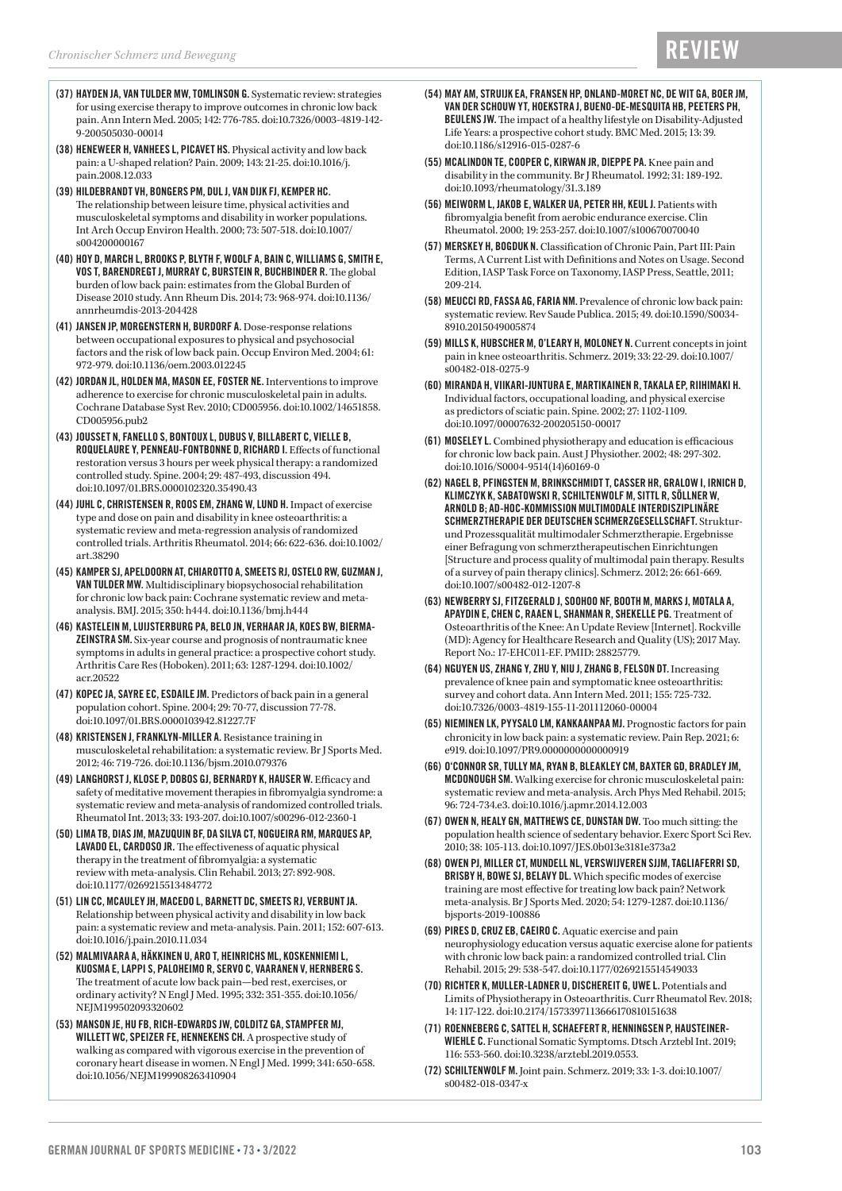(37) **HAYDEN JA, VAN TULDER MW, TOMLINSON G.** Systematic review: strategies for using exercise therapy to improve outcomes in chronic low back pain. Ann Intern Med. 2005; 142: 776-785. doi:10.7326/0003-4819-142-9-200505030-00014

(38) **HENEWEER H, VANHEES L, PICAVET HS.** Physical activity and low back pain: a U-shaped relation? Pain. 2009; 143: 21-25. doi:10.1016/j.pain.2008.12.033

(39) **HILDEBRANDT VH, BONGERS PM, DUL J, VAN DIJK FJ, KEMPER HC.** The relationship between leisure time, physical activities and musculoskeletal symptoms and disability in worker populations. Int Arch Occup Environ Health. 2000; 73: 507-518. doi:10.1007/s004200000167

(40) **HOY D, MARCH L, BROOKS P, BLYTH F, WOOLF A, BAIN C, WILLIAMS G, SMITH E, VOS T, BARENDREGT J, MURRAY C, BURSTEIN R, BUCHBINDER R.** The global burden of low back pain: estimates from the Global Burden of Disease 2010 study. Ann Rheum Dis. 2014; 73: 968-974. doi:10.1136/annrheumdis-2013-204428

(41) **JANSEN JP, MORGENSTERN H, BURDORF A.** Dose-response relations between occupational exposures to physical and psychosocial factors and the risk of low back pain. Occup Environ Med. 2004; 61: 972-979. doi:10.1136/oem.2003.012245

(42) **JORDAN JL, HOLDEN MA, MASON EE, FOSTER NE.** Interventions to improve adherence to exercise for chronic musculoskeletal pain in adults. Cochrane Database Syst Rev. 2010; CD005956. doi:10.1002/14651858.CD005956.pub2

(43) **JOUSSET N, FANELLO S, BONTOUX L, DUBUS V, BILLABERT C, VIELLE B, ROQUELAURE Y, PENNEAU-FONTBONNE D, RICHARD I.** Effects of functional restoration versus 3 hours per week physical therapy: a randomized controlled study. Spine. 2004; 29: 487-493, discussion 494. doi:10.1097/01.BRS.0000102320.35490.43

(44) **JUHL C, CHRISTENSEN R, ROOS EM, ZHANG W, LUND H.** Impact of exercise type and dose on pain and disability in knee osteoarthritis: a systematic review and meta-regression analysis of randomized controlled trials. Arthritis Rheumatol. 2014; 66: 622-636. doi:10.1002/art.38290

(45) **KAMPER SJ, APELDOORN AT, CHIAROTTO A, SMEETS RJ, OSTELO RW, GUZMAN J, VAN TULDER MW.** Multidisciplinary biopsychosocial rehabilitation for chronic low back pain: Cochrane systematic review and meta-analysis. BMJ. 2015; 350: h444. doi:10.1136/bmj.h444

(46) **KASTELEIN M, LUIJSTERBURG PA, BELO JN, VERHAAR JA, KOES BW, BIERMA-ZEINSTRA SM.** Six-year course and prognosis of nontraumatic knee symptoms in adults in general practice: a prospective cohort study. Arthritis Care Res (Hoboken). 2011; 63: 1287-1294. doi:10.1002/acr.20522

(47) **KOPEC JA, SAYRE EC, ESDAILE JM.** Predictors of back pain in a general population cohort. Spine. 2004; 29: 70-77, discussion 77-78. doi:10.1097/01.BRS.0000103942.81227.7F

(48) **KRISTENSEN J, FRANKLYN-MILLER A.** Resistance training in musculoskeletal rehabilitation: a systematic review. Br J Sports Med. 2012; 46: 719-726. doi:10.1136/bjsm.2010.079376

(49) **LANGHORST J, KLOSE P, DOBOS GJ, BERNARDY K, HAUSER W.** Efficacy and safety of meditative movement therapies in fibromyalgia syndrome: a systematic review and meta-analysis of randomized controlled trials. Rheumatol Int. 2013; 33: 193-207. doi:10.1007/s00296-012-2360-1

(50) **LIMA TB, DIAS JM, MAZUQUIN BF, DA SILVA CT, NOGUEIRA RM, MARQUES AP, LAVADO EL, CARDOSO JR.** The effectiveness of aquatic physical therapy in the treatment of fibromyalgia: a systematic review with meta-analysis. Clin Rehabil. 2013; 27: 892-908. doi:10.1177/0269215513484772

(51) **LIN CC, MCAULEY JH, MACEDO L, BARNETT DC, SMEETS RJ, VERBUNT JA.** Relationship between physical activity and disability in low back pain: a systematic review and meta-analysis. Pain. 2011; 152: 607-613. doi:10.1016/j.pain.2010.11.034

(52) **MALMIVAARA A, HÄKKINEN U, ARO T, HEINRICHS ML, KOSKENNIEMI L, KUOSMA E, LAPPI S, PALOHEIMO R, SERVO C, VAARANEN V, HERNBERG S.** The treatment of acute low back pain—bed rest, exercises, or ordinary activity? N Engl J Med. 1995; 332: 351-355. doi:10.1056/NEJM199502093320602

(53) **MANSON JE, HU FB, RICH-EDWARDS JW, COLDITZ GA, STAMPFER MJ, WILLETT WC, SPEIZER FE, HENNEKENS CH.** A prospective study of walking as compared with vigorous exercise in the prevention of coronary heart disease in women. N Engl J Med. 1999; 341: 650-658. doi:10.1056/NEJM199908263410904

(54) **MAY AM, STRUIJK EA, FRANSEN HP, ONLAND-MORET NC, DE WIT GA, BOER JM, VAN DER SCHOUW YT, HOEKSTRA J, BUENO-DE-MESQUITA HB, PEETERS PH, BEULENS JW.** The impact of a healthy lifestyle on Disability-Adjusted Life Years: a prospective cohort study. BMC Med. 2015; 13: 39. doi:10.1186/s12916-015-0287-6

(55) **MCALINDON TE, COOPER C, KIRWAN JR, DIEPPE PA.** Knee pain and disability in the community. Br J Rheumatol. 1992; 31: 189-192. doi:10.1093/rheumatology/31.3.189

(56) **MEIWORM L, JAKOB E, WALKER UA, PETER HH, KEUL J.** Patients with fibromyalgia benefit from aerobic endurance exercise. Clin Rheumatol. 2000; 19: 253-257. doi:10.1007/s100670070040

(57) **MERSKEY H, BOGDUK N.** Classification of Chronic Pain, Part III: Pain Terms, A Current List with Definitions and Notes on Usage. Second Edition, IASP Task Force on Taxonomy, IASP Press, Seattle, 2011; 209-214.

(58) **MEUCCI RD, FASSA AG, FARIA NM.** Prevalence of chronic low back pain: systematic review. Rev Saude Publica. 2015; 49. doi:10.1590/S0034-8910.2015049005874

(59) **MILLS K, HUBSCHER M, O'LEARY H, MOLONEY N.** Current concepts in joint pain in knee osteoarthritis. Schmerz. 2019; 33: 22-29. doi:10.1007/s00482-018-0275-9

(60) **MIRANDA H, VIIKARI-JUNTURA E, MARTIKAINEN R, TAKALA EP, RIIHIMAKI H.** Individual factors, occupational loading, and physical exercise as predictors of sciatic pain. Spine. 2002; 27: 1102-1109. doi:10.1097/00007632-200205150-00017

(61) **MOSELEY L.** Combined physiotherapy and education is efficacious for chronic low back pain. Aust J Physiother. 2002; 48: 297-302. doi:10.1016/S0004-9514(14)60169-0

(62) **NAGEL B, PFINGSTEN M, BRINKSCHMIDT T, CASSER HR, GRALOW I, IRNICH D, KLIMCZYK K, SABATOWSKI R, SCHILTENWOLF M, SITTL R, SÖLLNER W, ARNOLD B; AD-HOC-KOMMISSION MULTIMODALE INTERDISZIPLINÄRE SCHMERZTHERAPIE DER DEUTSCHEN SCHMERZGESELLSCHAFT.** Struktur- und Prozessqualität multimodaler Schmerztherapie. Ergebnisse einer Befragung von schmerztherapeutischen Einrichtungen [Structure and process quality of multimodal pain therapy. Results of a survey of pain therapy clinics]. Schmerz. 2012; 26: 661-669. doi:10.1007/s00482-012-1207-8

(63) **NEWBERRY SJ, FITZGERALD J, SOOHOO NF, BOOTH M, MARKS J, MOTALA A, APAYDIN E, CHEN C, RAAEN L, SHANMAN R, SHEKELLE PG.** Treatment of Osteoarthritis of the Knee: An Update Review [Internet]. Rockville (MD): Agency for Healthcare Research and Quality (US); 2017 May. Report No.: 17-EHC011-EF. PMID: 28825779.

(64) **NGUYEN US, ZHANG Y, ZHU Y, NIU J, ZHANG B, FELSON DT.** Increasing prevalence of knee pain and symptomatic knee osteoarthritis: survey and cohort data. Ann Intern Med. 2011; 155: 725-732. doi:10.7326/0003-4819-155-11-201112060-00004

(65) **NIEMINEN LK, PYYSALO LM, KANKAANPAA MJ.** Prognostic factors for pain chronicity in low back pain: a systematic review. Pain Rep. 2021; 6: e919. doi:10.1097/PR9.0000000000000919

(66) **O'CONNOR SR, TULLY MA, RYAN B, BLEAKLEY CM, BAXTER GD, BRADLEY JM, MCDONOUGH SM.** Walking exercise for chronic musculoskeletal pain: systematic review and meta-analysis. Arch Phys Med Rehabil. 2015; 96: 724-734.e3. doi:10.1016/j.apmr.2014.12.003

(67) **OWEN N, HEALY GN, MATTHEWS CE, DUNSTAN DW.** Too much sitting: the population health science of sedentary behavior. Exerc Sport Sci Rev. 2010; 38: 105-113. doi:10.1097/JES.0b013e3181e373a2

(68) **OWEN PJ, MILLER CT, MUNDELL NL, VERSWIJVEREN SJJM, TAGLIAFERRI SD, BRISBY H, BOWE SJ, BELAVY DL.** Which specific modes of exercise training are most effective for treating low back pain? Network meta-analysis. Br J Sports Med. 2020; 54: 1279-1287. doi:10.1136/bjsports-2019-100886

(69) **PIRES D, CRUZ EB, CAEIRO C.** Aquatic exercise and pain neurophysiology education versus aquatic exercise alone for patients with chronic low back pain: a randomized controlled trial. Clin Rehabil. 2015; 29: 538-547. doi:10.1177/0269215514549033

(70) **RICHTER K, MULLER-LADNER U, DISCHEREIT G, UWE L.** Potentials and Limits of Physiotherapy in Osteoarthritis. Curr Rheumatol Rev. 2018; 14: 117-122. doi:10.2174/1573397113666170810151638

(71) **ROENNEBERG C, SATTEL H, SCHAEFERT R, HENNINGSEN P, HAUSTEINER-WIEHLE C.** Functional Somatic Symptoms. Dtsch Arztebl Int. 2019; 116: 553-560. doi:10.3238/arztebl.2019.0553.

(72) **SCHILTENWOLF M.** Joint pain. Schmerz. 2019; 33: 1-3. doi:10.1007/s00482-018-0347-x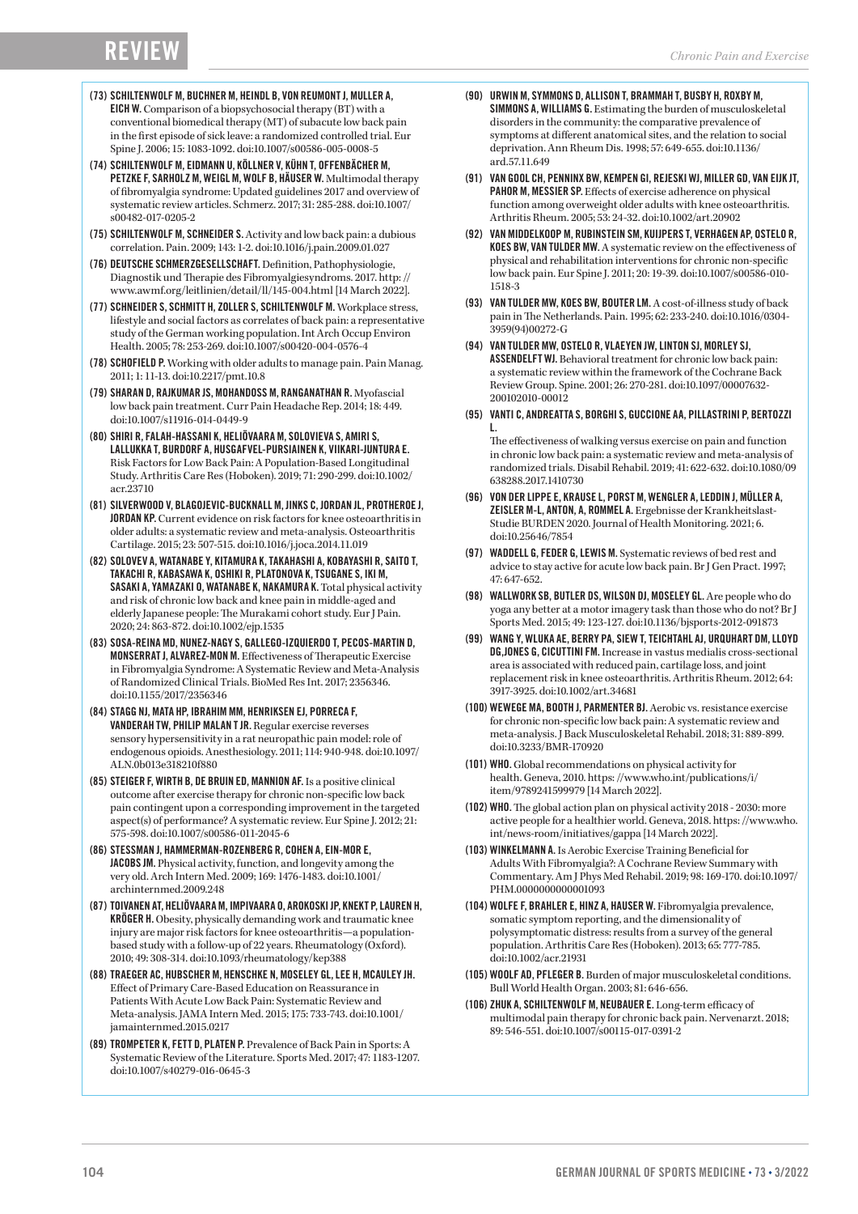(73) **SCHILTENWOLF M, BUCHNER M, HEINDL B, VON REUMONT J, MULLER A, EICH W.** Comparison of a biopsychosocial therapy (BT) with a conventional biomedical therapy (MT) of subacute low back pain in the first episode of sick leave: a randomized controlled trial. Eur Spine J. 2006; 15: 1083-1092. doi:10.1007/s00586-005-0008-5

(74) **SCHILTENWOLF M, EIDMANN U, KÖLLNER V, KÜHN T, OFFENBÄCHER M, PETZKE F, SARHOLZ M, WEIGL M, WOLF B, HÄUSER W.** Multimodal therapy of fibromyalgia syndrome: Updated guidelines 2017 and overview of systematic review articles. Schmerz. 2017; 31: 285-288. doi:10.1007/s00482-017-0205-2

(75) **SCHILTENWOLF M, SCHNEIDER S.** Activity and low back pain: a dubious correlation. Pain. 2009; 143: 1-2. doi:10.1016/j.pain.2009.01.027

(76) **DEUTSCHE SCHMERZGESELLSCHAFT.** Definition, Pathophysiologie, Diagnostik und Therapie des Fibromyalgiesyndroms. 2017. http: // www.awmf.org/leitlinien/detail/ll/145-004.html [14 March 2022].

(77) **SCHNEIDER S, SCHMITT H, ZOLLER S, SCHILTENWOLF M.** Workplace stress, lifestyle and social factors as correlates of back pain: a representative study of the German working population. Int Arch Occup Environ Health. 2005; 78: 253-269. doi:10.1007/s00420-004-0576-4

(78) **SCHOFIELD P.** Working with older adults to manage pain. Pain Manag. 2011; 1: 11-13. doi:10.2217/pmt.10.8

(79) **SHARAN D, RAJKUMAR JS, MOHANDOSS M, RANGANATHAN R.** Myofascial low back pain treatment. Curr Pain Headache Rep. 2014; 18: 449. doi:10.1007/s11916-014-0449-9

(80) **SHIRI R, FALAH-HASSANI K, HELIÖVAARA M, SOLOVIEVA S, AMIRI S, LALLUKKA T, BURDORF A, HUSGAFVEL-PURSIAINEN K, VIIKARI-JUNTURA E.** Risk Factors for Low Back Pain: A Population-Based Longitudinal Study. Arthritis Care Res (Hoboken). 2019; 71: 290-299. doi:10.1002/acr.23710

(81) **SILVERWOOD V, BLAGOJEVIC-BUCKNALL M, JINKS C, JORDAN JL, PROTHEROE J, JORDAN KP.** Current evidence on risk factors for knee osteoarthritis in older adults: a systematic review and meta-analysis. Osteoarthritis Cartilage. 2015; 23: 507-515. doi:10.1016/j.joca.2014.11.019

(82) **SOLOVEV A, WATANABE Y, KITAMURA K, TAKAHASHI A, KOBAYASHI R, SAITO T, TAKACHI R, KABASAWA K, OSHIKI R, PLATONOVA K, TSUGANE S, IKI M, SASAKI A, YAMAZAKI O, WATANABE K, NAKAMURA K.** Total physical activity and risk of chronic low back and knee pain in middle-aged and elderly Japanese people: The Murakami cohort study. Eur J Pain. 2020; 24: 863-872. doi:10.1002/ejp.1535

(83) **SOSA-REINA MD, NUNEZ-NAGY S, GALLEGO-IZQUIERDO T, PECOS-MARTIN D, MONSERRAT J, ALVAREZ-MON M.** Effectiveness of Therapeutic Exercise in Fibromyalgia Syndrome: A Systematic Review and Meta-Analysis of Randomized Clinical Trials. BioMed Res Int. 2017; 2356346. doi:10.1155/2017/2356346

(84) **STAGG NJ, MATA HP, IBRAHIM MM, HENRIKSEN EJ, PORRECA F, VANDERAH TW, PHILIP MALAN T JR.** Regular exercise reverses sensory hypersensitivity in a rat neuropathic pain model: role of endogenous opioids. Anesthesiology. 2011; 114: 940-948. doi:10.1097/ALN.0b013e318210f880

(85) **STEIGER F, WIRTH B, DE BRUIN ED, MANNION AF.** Is a positive clinical outcome after exercise therapy for chronic non-specific low back pain contingent upon a corresponding improvement in the targeted aspect(s) of performance? A systematic review. Eur Spine J. 2012; 21: 575-598. doi:10.1007/s00586-011-2045-6

(86) **STESSMAN J, HAMMERMAN-ROZENBERG R, COHEN A, EIN-MOR E, JACOBS JM.** Physical activity, function, and longevity among the very old. Arch Intern Med. 2009; 169: 1476-1483. doi:10.1001/archinternmed.2009.248

(87) **TOIVANEN AT, HELIÖVAARA M, IMPIVAARA O, AROKOSKI JP, KNEKT P, LAUREN H, KRÖGER H.** Obesity, physically demanding work and traumatic knee injury are major risk factors for knee osteoarthritis—a population-based study with a follow-up of 22 years. Rheumatology (Oxford). 2010; 49: 308-314. doi:10.1093/rheumatology/kep388

(88) **TRAEGER AC, HUBSCHER M, HENSCHKE N, MOSELEY GL, LEE H, MCAULEY JH.** Effect of Primary Care-Based Education on Reassurance in Patients With Acute Low Back Pain: Systematic Review and Meta-analysis. JAMA Intern Med. 2015; 175: 733-743. doi:10.1001/jamainternmed.2015.0217

(89) **TROMPETER K, FETT D, PLATEN P.** Prevalence of Back Pain in Sports: A Systematic Review of the Literature. Sports Med. 2017; 47: 1183-1207. doi:10.1007/s40279-016-0645-3

(90) **URWIN M, SYMMONS D, ALLISON T, BRAMMAH T, BUSBY H, ROXBY M, SIMMONS A, WILLIAMS G.** Estimating the burden of musculoskeletal disorders in the community: the comparative prevalence of symptoms at different anatomical sites, and the relation to social deprivation. Ann Rheum Dis. 1998; 57: 649-655. doi:10.1136/ard.57.11.649

(91) **VAN GOOL CH, PENNINX BW, KEMPEN GI, REJESKI WJ, MILLER GD, VAN EIJK JT, PAHOR M, MESSIER SP.** Effects of exercise adherence on physical function among overweight older adults with knee osteoarthritis. Arthritis Rheum. 2005; 53: 24-32. doi:10.1002/art.20902

(92) **VAN MIDDELKOOP M, RUBINSTEIN SM, KUIJPERS T, VERHAGEN AP, OSTELO R, KOES BW, VAN TULDER MW.** A systematic review on the effectiveness of physical and rehabilitation interventions for chronic non-specific low back pain. Eur Spine J. 2011; 20: 19-39. doi:10.1007/s00586-010-1518-3

(93) **VAN TULDER MW, KOES BW, BOUTER LM.** A cost-of-illness study of back pain in The Netherlands. Pain. 1995; 62: 233-240. doi:10.1016/0304-3959(94)00272-G

(94) **VAN TULDER MW, OSTELO R, VLAEYEN JW, LINTON SJ, MORLEY SJ, ASSENDELFT WJ.** Behavioral treatment for chronic low back pain: a systematic review within the framework of the Cochrane Back Review Group. Spine. 2001; 26: 270-281. doi:10.1097/00007632-200102010-00012

(95) **VANTI C, ANDREATTA S, BORGHI S, GUCCIONE AA, PILLASTRINI P, BERTOZZI L.** The effectiveness of walking versus exercise on pain and function in chronic low back pain: a systematic review and meta-analysis of randomized trials. Disabil Rehabil. 2019; 41: 622-632. doi:10.1080/09638288.2017.1410730

(96) **VON DER LIPPE E, KRAUSE L, PORST M, WENGLER A, LEDDIN J, MÜLLER A, ZEISLER M-L, ANTON, A, ROMMEL A.** Ergebnisse der Krankheitslast-Studie BURDEN 2020. Journal of Health Monitoring. 2021; 6. doi:10.25646/7854

(97) **WADDELL G, FEDER G, LEWIS M.** Systematic reviews of bed rest and advice to stay active for acute low back pain. Br J Gen Pract. 1997; 47: 647-652.

(98) **WALLWORK SB, BUTLER DS, WILSON DJ, MOSELEY GL.** Are people who do yoga any better at a motor imagery task than those who do not? Br J Sports Med. 2015; 49: 123-127. doi:10.1136/bjsports-2012-091873

(99) **WANG Y, WLUKA AE, BERRY PA, SIEW T, TEICHTAHL AJ, URQUHART DM, LLOYD DG,JONES G, CICUTTINI FM.** Increase in vastus medialis cross-sectional area is associated with reduced pain, cartilage loss, and joint replacement risk in knee osteoarthritis. Arthritis Rheum. 2012; 64: 3917-3925. doi:10.1002/art.34681

(100) **WEWEGE MA, BOOTH J, PARMENTER BJ.** Aerobic vs. resistance exercise for chronic non-specific low back pain: A systematic review and meta-analysis. J Back Musculoskeletal Rehabil. 2018; 31: 889-899. doi:10.3233/BMR-170920

(101) **WHO.** Global recommendations on physical activity for health. Geneva, 2010. https: //www.who.int/publications/i/item/9789241599979 [14 March 2022].

(102) **WHO.** The global action plan on physical activity 2018 - 2030: more active people for a healthier world. Geneva, 2018. https: //www.who.int/news-room/initiatives/gappa [14 March 2022].

(103) **WINKELMANN A.** Is Aerobic Exercise Training Beneficial for Adults With Fibromyalgia?: A Cochrane Review Summary with Commentary. Am J Phys Med Rehabil. 2019; 98: 169-170. doi:10.1097/PHM.0000000000001093

(104) **WOLFE F, BRAHLER E, HINZ A, HAUSER W.** Fibromyalgia prevalence, somatic symptom reporting, and the dimensionality of polysymptomatic distress: results from a survey of the general population. Arthritis Care Res (Hoboken). 2013; 65: 777-785. doi:10.1002/acr.21931

(105) **WOOLF AD, PFLEGER B.** Burden of major musculoskeletal conditions. Bull World Health Organ. 2003; 81: 646-656.

(106) **ZHUK A, SCHILTENWOLF M, NEUBAUER E.** Long-term efficacy of multimodal pain therapy for chronic back pain. Nervenarzt. 2018; 89: 546-551. doi:10.1007/s00115-017-0391-2